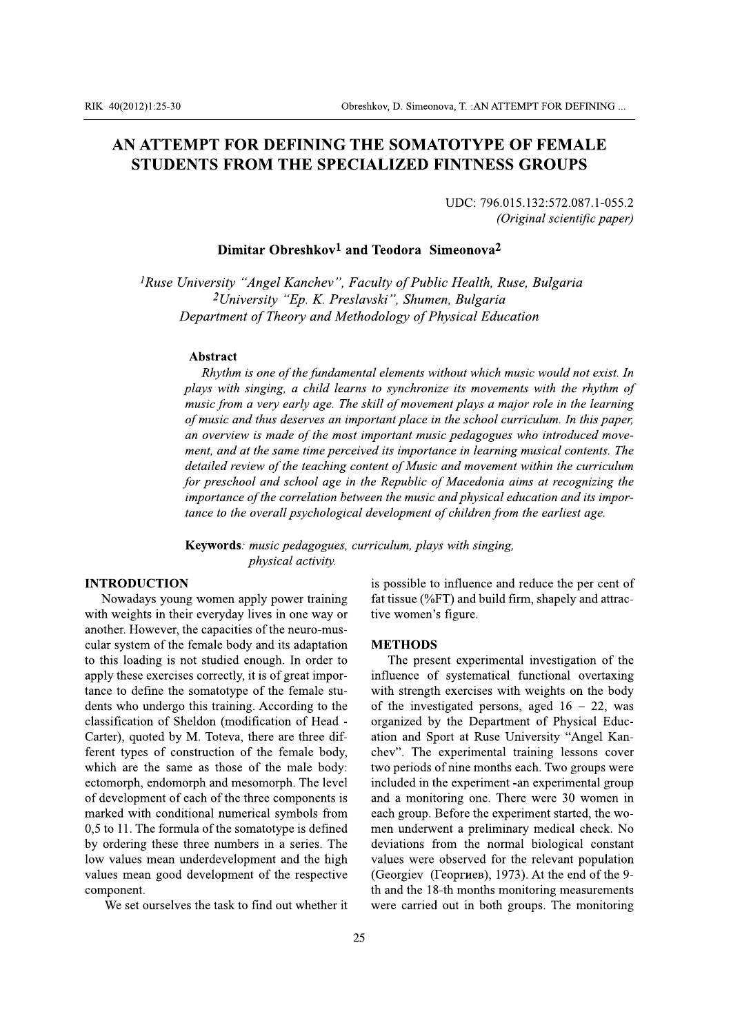# AN ATTEMPT FOR DEFINING THE SOMATOTYPE OF FEMALE STUDENTS FROM THE SPECIALIZED FINTNESS GROUPS

UDC: 796.015.132:572.087.1-055.2
*(Original scientific paper)*

**Dimitar Obreshkov[1] and Teodora Simeonova[2]**

*[1]Ruse University "Angel Kanchev", Faculty of Public Health, Ruse, Bulgaria*
*[2]University "Ep. K. Preslavski", Shumen, Bulgaria*
*Department of Theory and Methodology of Physical Education*

**Abstract**

*Rhythm is one of the fundamental elements without which music would not exist. In plays with singing, a child learns to synchronize its movements with the rhythm of music from a very early age. The skill of movement plays a major role in the learning of music and thus deserves an important place in the school curriculum. In this paper, an overview is made of the most important music pedagogues who introduced movement, and at the same time perceived its importance in learning musical contents. The detailed review of the teaching content of Music and movement within the curriculum for preschool and school age in the Republic of Macedonia aims at recognizing the importance of the correlation between the music and physical education and its importance to the overall psychological development of children from the earliest age.*

**Keywords**: *music pedagogues, curriculum, plays with singing, physical activity.*

## INTRODUCTION

Nowadays young women apply power training with weights in their everyday lives in one way or another. However, the capacities of the neuro-muscular system of the female body and its adaptation to this loading is not studied enough. In order to apply these exercises correctly, it is of great importance to define the somatotype of the female students who undergo this training. According to the classification of Sheldon (modification of Head - Carter), quoted by M. Toteva, there are three different types of construction of the female body, which are the same as those of the male body: ectomorph, endomorph and mesomorph. The level of development of each of the three components is marked with conditional numerical symbols from 0,5 to 11. The formula of the somatotype is defined by ordering these three numbers in a series. The low values mean underdevelopment and the high values mean good development of the respective component.

We set ourselves the task to find out whether it is possible to influence and reduce the per cent of fat tissue (%FT) and build firm, shapely and attractive women's figure.

## METHODS

The present experimental investigation of the influence of systematical functional overtaxing with strength exercises with weights on the body of the investigated persons, aged 16 – 22, was organized by the Department of Physical Education and Sport at Ruse University "Angel Kanchev". The experimental training lessons cover two periods of nine months each. Two groups were included in the experiment -an experimental group and a monitoring one. There were 30 women in each group. Before the experiment started, the women underwent a preliminary medical check. No deviations from the normal biological constant values were observed for the relevant population (Georgiev (Георгиев), 1973). At the end of the 9-th and the 18-th months monitoring measurements were carried out in both groups. The monitoring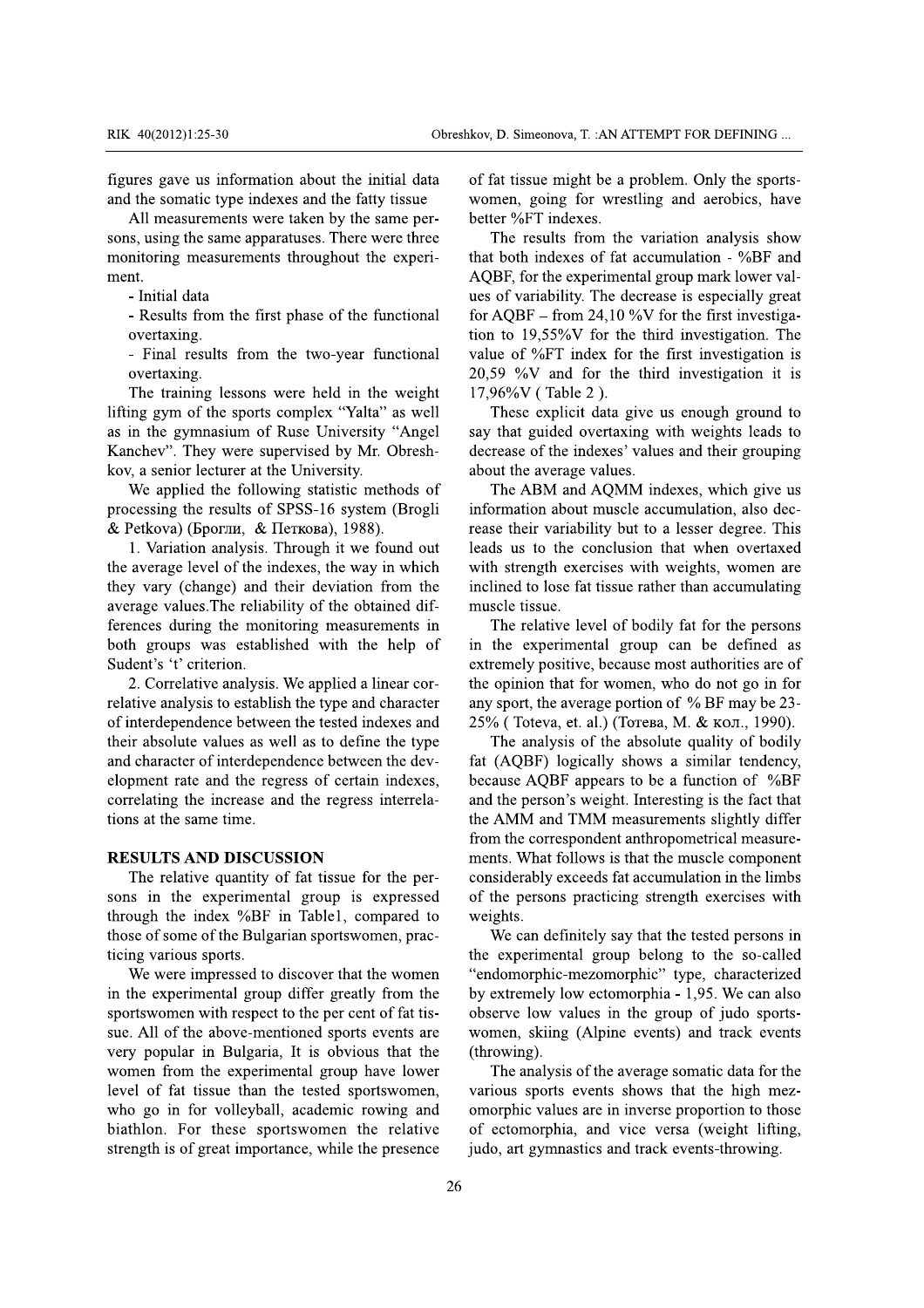figures gave us information about the initial data and the somatic type indexes and the fatty tissue

All measurements were taken by the same persons, using the same apparatuses. There were three monitoring measurements throughout the experiment.

- Initial data
- Results from the first phase of the functional overtaxing.
- Final results from the two-year functional overtaxing.

The training lessons were held in the weight lifting gym of the sports complex "Yalta" as well as in the gymnasium of Ruse University "Angel Kanchev". They were supervised by Mr. Obreshkov, a senior lecturer at the University.

We applied the following statistic methods of processing the results of SPSS-16 system (Brogli & Petkova) (Брогли, & Петкова), 1988).

1. Variation analysis. Through it we found out the average level of the indexes, the way in which they vary (change) and their deviation from the average values.The reliability of the obtained differences during the monitoring measurements in both groups was established with the help of Sudent's 't' criterion.

2. Correlative analysis. We applied a linear correlative analysis to establish the type and character of interdependence between the tested indexes and their absolute values as well as to define the type and character of interdependence between the development rate and the regress of certain indexes, correlating the increase and the regress interrelations at the same time.

## RESULTS AND DISCUSSION

The relative quantity of fat tissue for the persons in the experimental group is expressed through the index %BF in Table1, compared to those of some of the Bulgarian sportswomen, practicing various sports.

We were impressed to discover that the women in the experimental group differ greatly from the sportswomen with respect to the per cent of fat tissue. All of the above-mentioned sports events are very popular in Bulgaria, It is obvious that the women from the experimental group have lower level of fat tissue than the tested sportswomen, who go in for volleyball, academic rowing and biathlon. For these sportswomen the relative strength is of great importance, while the presence of fat tissue might be a problem. Only the sportswomen, going for wrestling and aerobics, have better %FT indexes.

The results from the variation analysis show that both indexes of fat accumulation - %BF and AQBF, for the experimental group mark lower values of variability. The decrease is especially great for AQBF – from 24,10 %V for the first investigation to 19,55%V for the third investigation. The value of %FT index for the first investigation is 20,59 %V and for the third investigation it is 17,96%V ( Table 2 ).

These explicit data give us enough ground to say that guided overtaxing with weights leads to decrease of the indexes' values and their grouping about the average values.

The ABM and AQMM indexes, which give us information about muscle accumulation, also decrease their variability but to a lesser degree. This leads us to the conclusion that when overtaxed with strength exercises with weights, women are inclined to lose fat tissue rather than accumulating muscle tissue.

The relative level of bodily fat for the persons in the experimental group can be defined as extremely positive, because most authorities are of the opinion that for women, who do not go in for any sport, the average portion of % BF may be 23-25% ( Toteva, et. al.) (Тотева, М. & кол., 1990).

The analysis of the absolute quality of bodily fat (AQBF) logically shows a similar tendency, because AQBF appears to be a function of %BF and the person's weight. Interesting is the fact that the AMM and TMM measurements slightly differ from the correspondent anthropometrical measurements. What follows is that the muscle component considerably exceeds fat accumulation in the limbs of the persons practicing strength exercises with weights.

We can definitely say that the tested persons in the experimental group belong to the so-called "endomorphic-mezomorphic" type, characterized by extremely low ectomorphia - 1,95. We can also observe low values in the group of judo sportswomen, skiing (Alpine events) and track events (throwing).

The analysis of the average somatic data for the various sports events shows that the high mezomorphic values are in inverse proportion to those of ectomorphia, and vice versa (weight lifting, judo, art gymnastics and track events-throwing.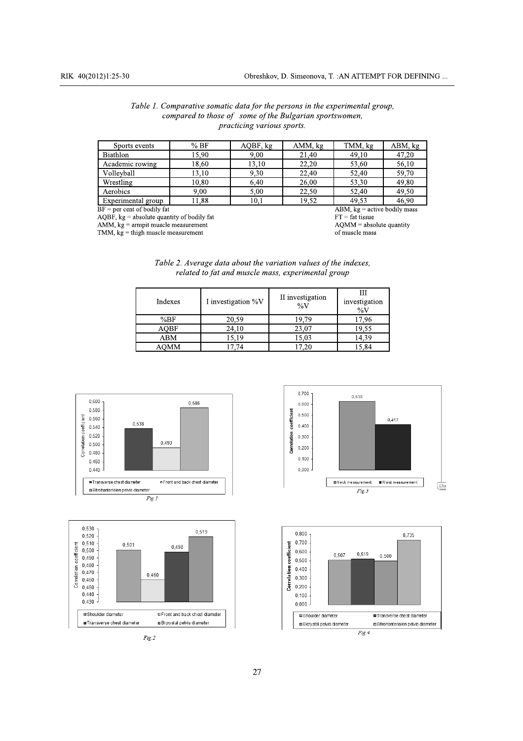*Table 1. Comparative somatic data for the persons in the experimental group, compared to those of some of the Bulgarian sportswomen, practicing various sports.*

| Sports events | % BF | AQBF, kg | AMM, kg | TMM, kg | ABM, kg |
|---|---|---|---|---|---|
| Biathlon | 15,90 | 9,00 | 21,40 | 49,10 | 47,20 |
| Academic rowing | 18,60 | 13,10 | 22,20 | 53,60 | 56,10 |
| Volleyball | 13,10 | 9,30 | 22,40 | 52,40 | 59,70 |
| Wrestling | 10,80 | 6,40 | 26,00 | 53,30 | 49,80 |
| Aerobics | 9,00 | 5,00 | 22,50 | 52,40 | 49,50 |
| Experimental group | 11,88 | 10,1 | 19,52 | 49,53 | 46,90 |

BF = per cent of bodily fat
AQBF, kg = absolute quantity of bodily fat
AMM, kg = armpit muscle measurement
TMM, kg = thigh muscle measurement
ABM, kg = active bodily mass
FT = fat tissue
AQMM = absolute quantity of muscle mass

*Table 2. Average data about the variation values of the indexes, related to fat and muscle mass, experimental group*

| Indexes | I investigation %V | II investigation %V | III investigation %V |
|---|---|---|---|
| %BF | 20,59 | 19,79 | 17,96 |
| AQBF | 24,10 | 23,07 | 19,55 |
| ABM | 15,19 | 15,03 | 14,39 |
| AQMM | 17,74 | 17,20 | 15,84 |

*Fig.1*

*Fig.2*

*Fig.3*

*Fig.4*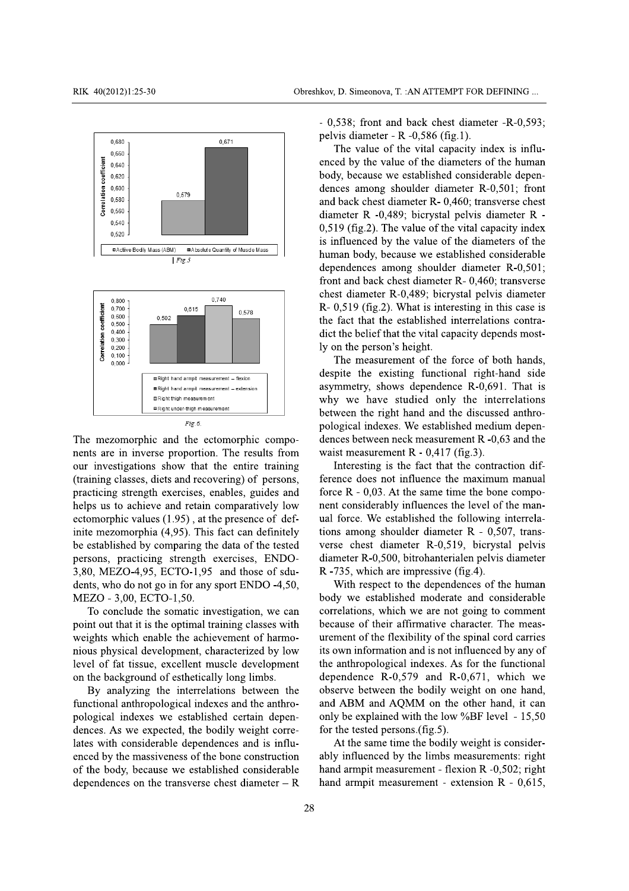Fig.5

Fig.6.

The mezomorphic and the ectomorphic components are in inverse proportion. The results from our investigations show that the entire training (training classes, diets and recovering) of persons, practicing strength exercises, enables, guides and helps us to achieve and retain comparatively low ectomorphic values (1.95) , at the presence of definite mezomorphia (4,95). This fact can definitely be established by comparing the data of the tested persons, practicing strength exercises, ENDO-3,80, MEZO-4,95, ECTO-1,95 and those of sdudents, who do not go in for any sport ENDO -4,50, MEZO - 3,00, ECTO-1,50.

To conclude the somatic investigation, we can point out that it is the optimal training classes with weights which enable the achievement of harmonious physical development, characterized by low level of fat tissue, excellent muscle development on the background of esthetically long limbs.

By analyzing the interrelations between the functional anthropological indexes and the anthropological indexes we established certain dependences. As we expected, the bodily weight correlates with considerable dependences and is influenced by the massiveness of the bone construction of the body, because we established considerable dependences on the transverse chest diameter – R - 0,538; front and back chest diameter -R-0,593; pelvis diameter - R -0,586 (fig.1).

The value of the vital capacity index is influenced by the value of the diameters of the human body, because we established considerable dependences among shoulder diameter R-0,501; front and back chest diameter R- 0,460; transverse chest diameter R -0,489; bicrystal pelvis diameter R - 0,519 (fig.2). The value of the vital capacity index is influenced by the value of the diameters of the human body, because we established considerable dependences among shoulder diameter R-0,501; front and back chest diameter R- 0,460; transverse chest diameter R-0,489; bicrystal pelvis diameter R- 0,519 (fig.2). What is interesting in this case is the fact that the established interrelations contradict the belief that the vital capacity depends mostly on the person's height.

The measurement of the force of both hands, despite the existing functional right-hand side asymmetry, shows dependence R-0,691. That is why we have studied only the interrelations between the right hand and the discussed anthropological indexes. We established medium dependences between neck measurement R -0,63 and the waist measurement R - 0,417 (fig.3).

Interesting is the fact that the contraction difference does not influence the maximum manual force R - 0,03. At the same time the bone component considerably influences the level of the manual force. We established the following interrelations among shoulder diameter R - 0,507, transverse chest diameter R-0,519, bicrystal pelvis diameter R-0,500, bitrohanterialen pelvis diameter R -735, which are impressive (fig.4).

With respect to the dependences of the human body we established moderate and considerable correlations, which we are not going to comment because of their affirmative character. The measurement of the flexibility of the spinal cord carries its own information and is not influenced by any of the anthropological indexes. As for the functional dependence R-0,579 and R-0,671, which we observe between the bodily weight on one hand, and ABM and AQMM on the other hand, it can only be explained with the low %BF level - 15,50 for the tested persons.(fig.5).

At the same time the bodily weight is considerably influenced by the limbs measurements: right hand armpit measurement - flexion R -0,502; right hand armpit measurement - extension R - 0,615,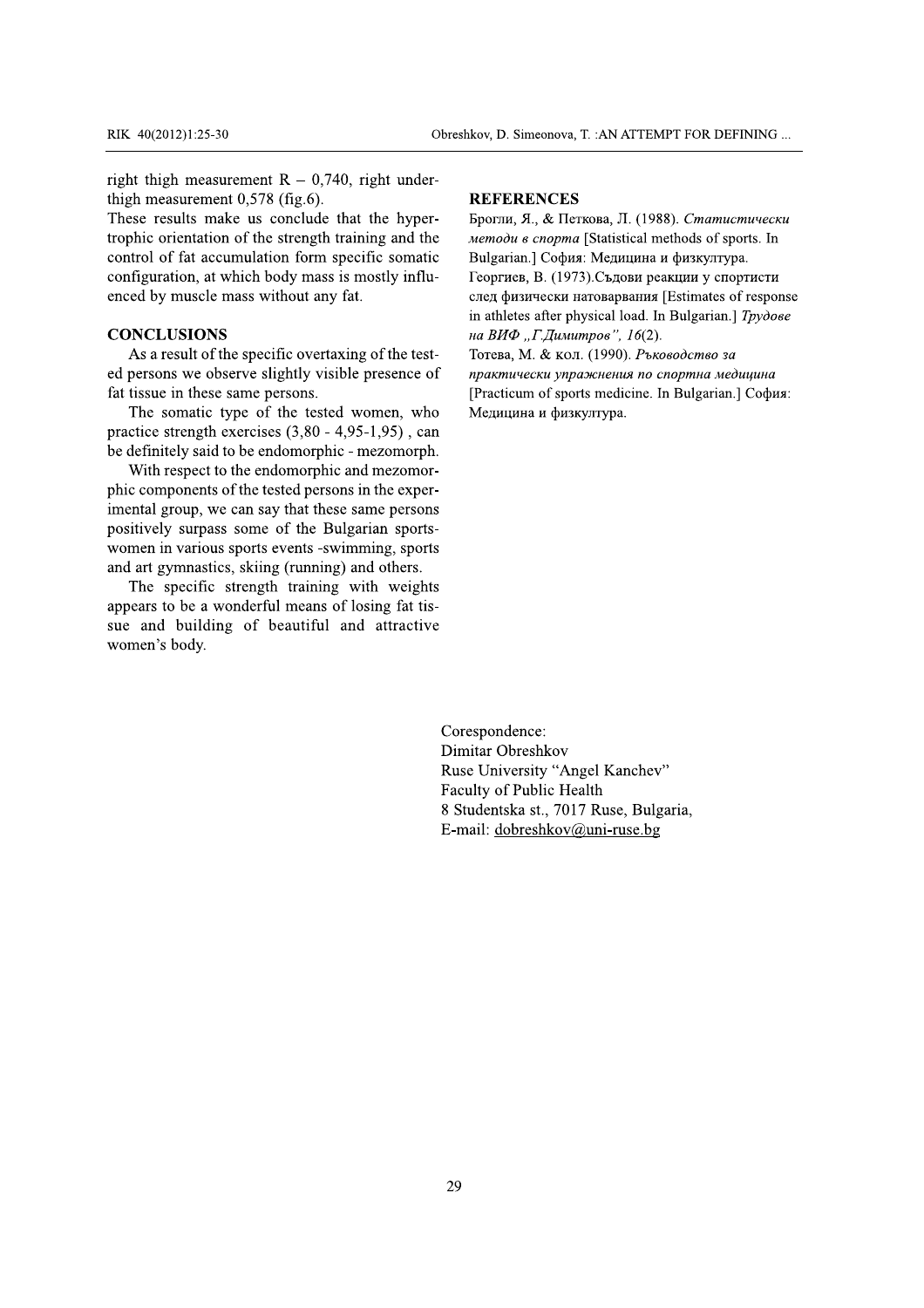right thigh measurement R – 0,740, right underthigh measurement 0,578 (fig.6).

These results make us conclude that the hypertrophic orientation of the strength training and the control of fat accumulation form specific somatic configuration, at which body mass is mostly influenced by muscle mass without any fat.

## CONCLUSIONS

As a result of the specific overtaxing of the tested persons we observe slightly visible presence of fat tissue in these same persons.

The somatic type of the tested women, who practice strength exercises (3,80 - 4,95-1,95) , can be definitely said to be endomorphic - mezomorph.

With respect to the endomorphic and mezomorphic components of the tested persons in the experimental group, we can say that these same persons positively surpass some of the Bulgarian sportswomen in various sports events -swimming, sports and art gymnastics, skiing (running) and others.

The specific strength training with weights appears to be a wonderful means of losing fat tissue and building of beautiful and attractive women's body.

## REFERENCES

Брогли, Я., & Петкова, Л. (1988). *Статистически методи в спорта* [Statistical methods of sports. In Bulgarian.] София: Медицина и физкултура.

Георгиев, В. (1973).Съдови реакции у спортисти след физически натоварвания [Estimates of response in athletes after physical load. In Bulgarian.] *Трудове на ВИФ „Г.Димитров", 16*(2).

Тотева, М. & кол. (1990). *Ръководство за практически упражнения по спортна медицина* [Practicum of sports medicine. In Bulgarian.] София: Медицина и физкултура.

Corespondence:
Dimitar Obreshkov
Ruse University "Angel Kanchev"
Faculty of Public Health
8 Studentska st., 7017 Ruse, Bulgaria,
E-mail: dobreshkov@uni-ruse.bg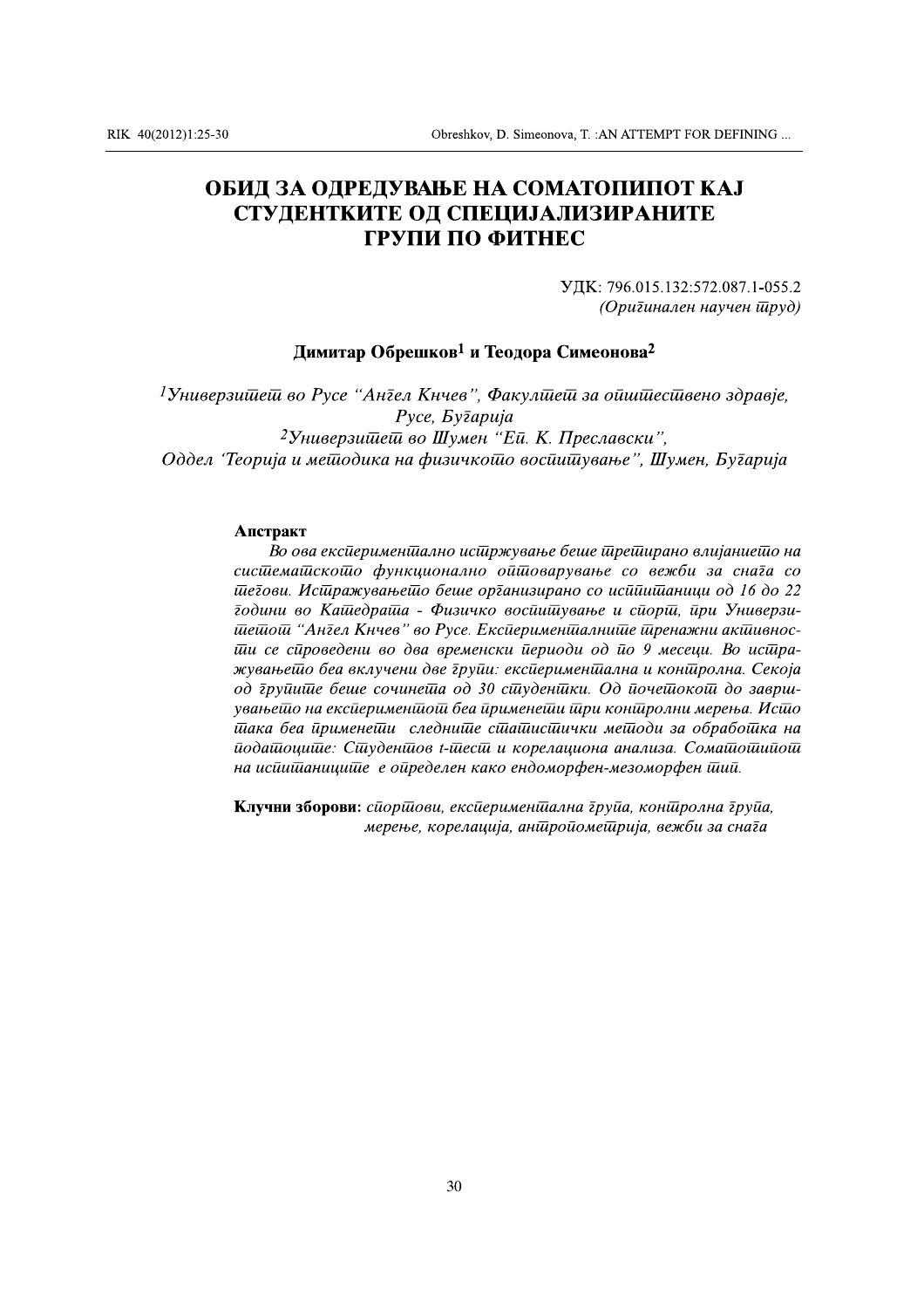# ОБИД ЗА ОДРЕДУВАЊЕ НА СОМАТОПИПОТ КАЈ СТУДЕНТКИТЕ ОД СПЕЦИЈАЛИЗИРАНИТЕ ГРУПИ ПО ФИТНЕС

УДК: 796.015.132:572.087.1-055.2
*(Оригинален научен труд)*

**Димитар Обрешков[1] и Теодора Симеонова[2]**

*[1]Универзитет во Русе "Ангел Кнчев", Факултет за општествено здравје, Русе, Бугарија*
*[2]Универзитет во Шумен "Еп. К. Преславски", Оддел 'Теорија и методика на физичкото воспитување", Шумен, Бугарија*

**Апстракт**

*Во ова експериментално истржување беше третирано влијанието на систематското функционално оптоварување со вежби за снага со тегови. Истражувањето беше организирано со испитаници од 16 до 22 години во Катедрата - Физичко воспитување и спорт, при Универзитетот "Ангел Кнчев" во Русе. Експерименталните тренажни активности се спроведени во два временски периоди од по 9 месеци. Во истражувањето беа вклучени две групи: експериментална и контролна. Секоја од групите беше сочинета од 30 студентки. Од почетокот до завршувањето на експериментот беа применети три контролни мерења. Исто така беа применети следните статистички методи за обработка на податоците: Студентов t-тест и корелациона анализа. Соматотипот на испитаниците е определен како ендоморфен-мезоморфен тип.*

**Клучни зборови:** *спортови, експериментална група, контролна група, мерење, корелација, антропометрија, вежби за снага*